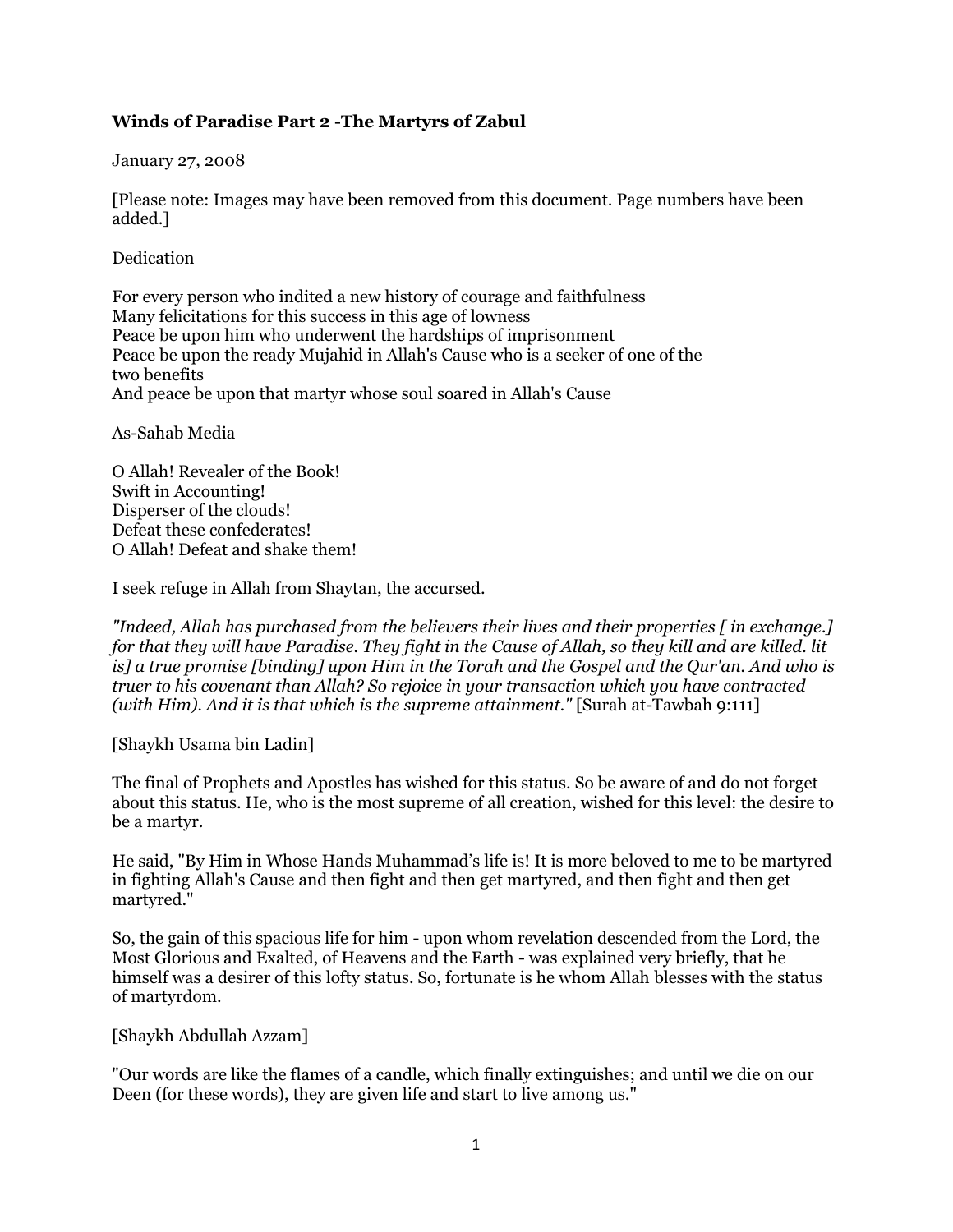**Winds of Paradise Part 2 -The Martyrs of Zabul**

January 27, 2008

[Please note: Images may have been removed from this document. Page numbers have been added.]

Dedication

For every person who indited a new history of courage and faithfulness
Many felicitations for this success in this age of lowness
Peace be upon him who underwent the hardships of imprisonment
Peace be upon the ready Mujahid in Allah's Cause who is a seeker of one of the two benefits
And peace be upon that martyr whose soul soared in Allah's Cause

As-Sahab Media

O Allah! Revealer of the Book!
Swift in Accounting!
Disperser of the clouds!
Defeat these confederates!
O Allah! Defeat and shake them!

I seek refuge in Allah from Shaytan, the accursed.

*"Indeed, Allah has purchased from the believers their lives and their properties [ in exchange.] for that they will have Paradise. They fight in the Cause of Allah, so they kill and are killed. lit is] a true promise [binding] upon Him in the Torah and the Gospel and the Qur'an. And who is truer to his covenant than Allah? So rejoice in your transaction which you have contracted (with Him). And it is that which is the supreme attainment."* [Surah at-Tawbah 9:111]

[Shaykh Usama bin Ladin]

The final of Prophets and Apostles has wished for this status. So be aware of and do not forget about this status. He, who is the most supreme of all creation, wished for this level: the desire to be a martyr.

He said, "By Him in Whose Hands Muhammad's life is! It is more beloved to me to be martyred in fighting Allah's Cause and then fight and then get martyred, and then fight and then get martyred."

So, the gain of this spacious life for him - upon whom revelation descended from the Lord, the Most Glorious and Exalted, of Heavens and the Earth - was explained very briefly, that he himself was a desirer of this lofty status. So, fortunate is he whom Allah blesses with the status of martyrdom.

[Shaykh Abdullah Azzam]

"Our words are like the flames of a candle, which finally extinguishes; and until we die on our Deen (for these words), they are given life and start to live among us."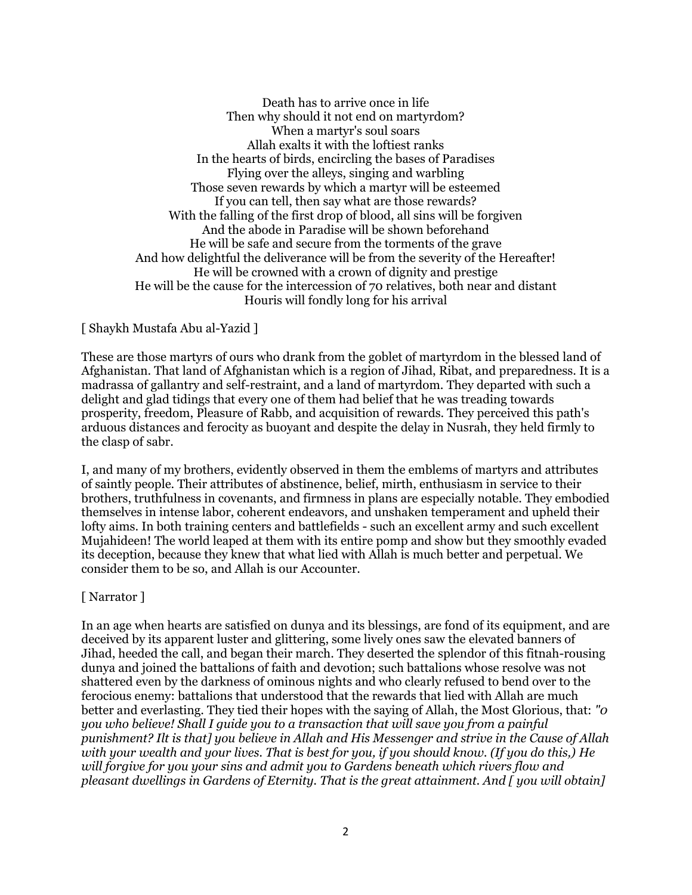Death has to arrive once in life
Then why should it not end on martyrdom?
When a martyr's soul soars
Allah exalts it with the loftiest ranks
In the hearts of birds, encircling the bases of Paradises
Flying over the alleys, singing and warbling
Those seven rewards by which a martyr will be esteemed
If you can tell, then say what are those rewards?
With the falling of the first drop of blood, all sins will be forgiven
And the abode in Paradise will be shown beforehand
He will be safe and secure from the torments of the grave
And how delightful the deliverance will be from the severity of the Hereafter!
He will be crowned with a crown of dignity and prestige
He will be the cause for the intercession of 70 relatives, both near and distant
Houris will fondly long for his arrival

[ Shaykh Mustafa Abu al-Yazid ]

These are those martyrs of ours who drank from the goblet of martyrdom in the blessed land of Afghanistan. That land of Afghanistan which is a region of Jihad, Ribat, and preparedness. It is a madrassa of gallantry and self-restraint, and a land of martyrdom. They departed with such a delight and glad tidings that every one of them had belief that he was treading towards prosperity, freedom, Pleasure of Rabb, and acquisition of rewards. They perceived this path's arduous distances and ferocity as buoyant and despite the delay in Nusrah, they held firmly to the clasp of sabr.

I, and many of my brothers, evidently observed in them the emblems of martyrs and attributes of saintly people. Their attributes of abstinence, belief, mirth, enthusiasm in service to their brothers, truthfulness in covenants, and firmness in plans are especially notable. They embodied themselves in intense labor, coherent endeavors, and unshaken temperament and upheld their lofty aims. In both training centers and battlefields - such an excellent army and such excellent Mujahideen! The world leaped at them with its entire pomp and show but they smoothly evaded its deception, because they knew that what lied with Allah is much better and perpetual. We consider them to be so, and Allah is our Accounter.

[ Narrator ]

In an age when hearts are satisfied on dunya and its blessings, are fond of its equipment, and are deceived by its apparent luster and glittering, some lively ones saw the elevated banners of Jihad, heeded the call, and began their march. They deserted the splendor of this fitnah-rousing dunya and joined the battalions of faith and devotion; such battalions whose resolve was not shattered even by the darkness of ominous nights and who clearly refused to bend over to the ferocious enemy: battalions that understood that the rewards that lied with Allah are much better and everlasting. They tied their hopes with the saying of Allah, the Most Glorious, that: *"O you who believe! Shall I guide you to a transaction that will save you from a painful punishment? Ilt is that] you believe in Allah and His Messenger and strive in the Cause of Allah with your wealth and your lives. That is best for you, if you should know. (If you do this,) He will forgive for you your sins and admit you to Gardens beneath which rivers flow and pleasant dwellings in Gardens of Eternity. That is the great attainment. And [ you will obtain]*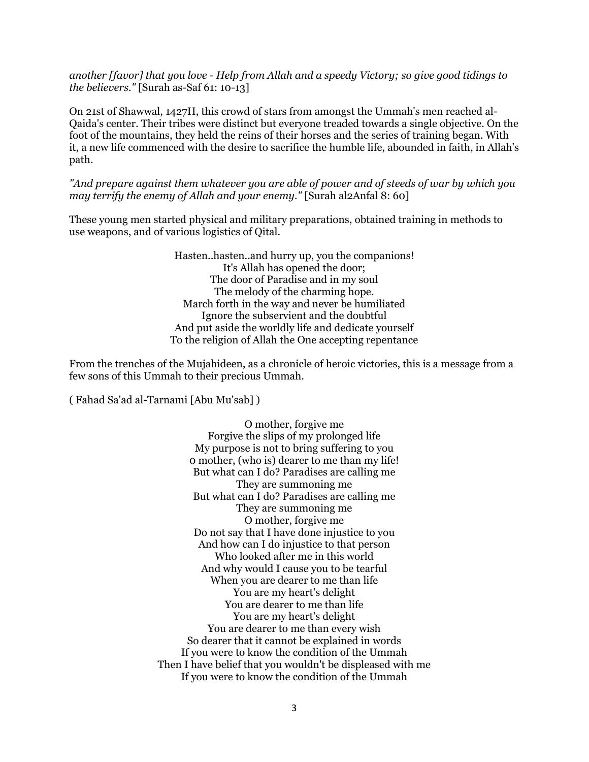*another [favor] that you love - Help from Allah and a speedy Victory; so give good tidings to the believers."* [Surah as-Saf 61: 10-13]

On 21st of Shawwal, 1427H, this crowd of stars from amongst the Ummah's men reached al-Qaida's center. Their tribes were distinct but everyone treaded towards a single objective. On the foot of the mountains, they held the reins of their horses and the series of training began. With it, a new life commenced with the desire to sacrifice the humble life, abounded in faith, in Allah's path.

*"And prepare against them whatever you are able of power and of steeds of war by which you may terrify the enemy of Allah and your enemy."* [Surah al2Anfal 8: 60]

These young men started physical and military preparations, obtained training in methods to use weapons, and of various logistics of Qital.

Hasten..hasten..and hurry up, you the companions!
It's Allah has opened the door;
The door of Paradise and in my soul
The melody of the charming hope.
March forth in the way and never be humiliated
Ignore the subservient and the doubtful
And put aside the worldly life and dedicate yourself
To the religion of Allah the One accepting repentance

From the trenches of the Mujahideen, as a chronicle of heroic victories, this is a message from a few sons of this Ummah to their precious Ummah.

( Fahad Sa'ad al-Tarnami [Abu Mu'sab] )

O mother, forgive me
Forgive the slips of my prolonged life
My purpose is not to bring suffering to you
0 mother, (who is) dearer to me than my life!
But what can I do? Paradises are calling me
They are summoning me
But what can I do? Paradises are calling me
They are summoning me
O mother, forgive me
Do not say that I have done injustice to you
And how can I do injustice to that person
Who looked after me in this world
And why would I cause you to be tearful
When you are dearer to me than life
You are my heart's delight
You are dearer to me than life
You are my heart's delight
You are dearer to me than every wish
So dearer that it cannot be explained in words
If you were to know the condition of the Ummah
Then I have belief that you wouldn't be displeased with me
If you were to know the condition of the Ummah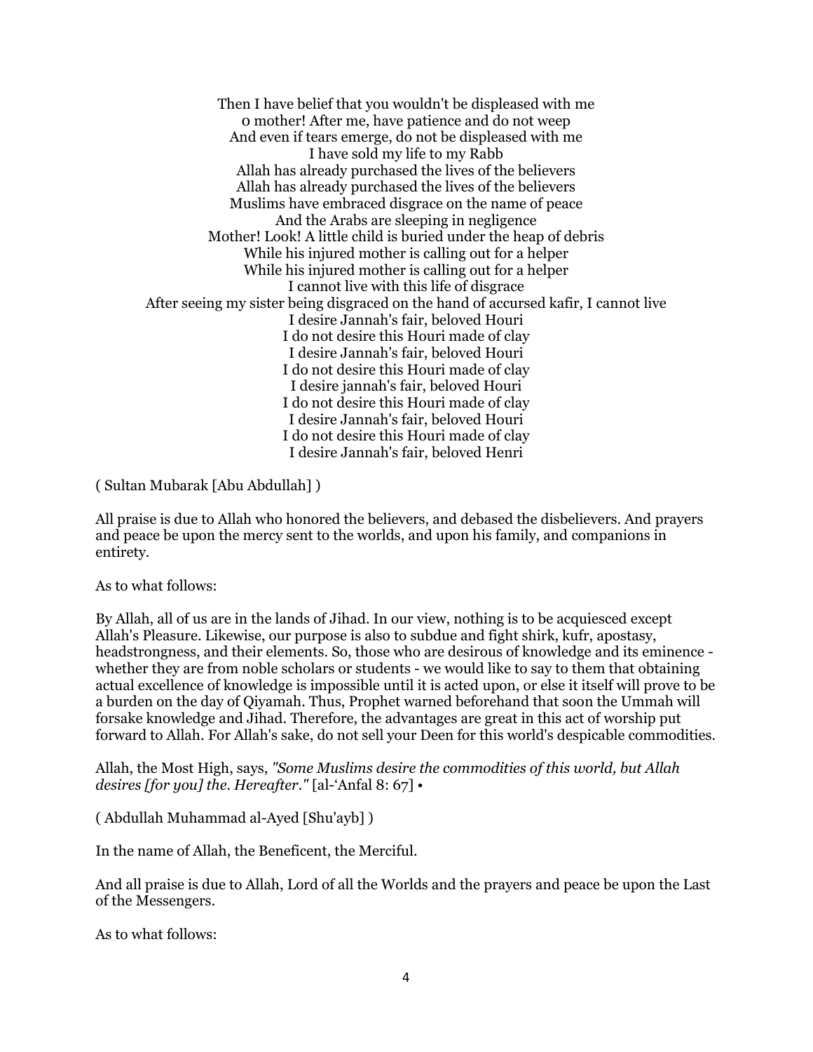Then I have belief that you wouldn't be displeased with me  
o mother! After me, have patience and do not weep  
And even if tears emerge, do not be displeased with me  
I have sold my life to my Rabb  
Allah has already purchased the lives of the believers  
Allah has already purchased the lives of the believers  
Muslims have embraced disgrace on the name of peace  
And the Arabs are sleeping in negligence  
Mother! Look! A little child is buried under the heap of debris  
While his injured mother is calling out for a helper  
While his injured mother is calling out for a helper  
I cannot live with this life of disgrace  
After seeing my sister being disgraced on the hand of accursed kafir, I cannot live  
I desire Jannah's fair, beloved Houri  
I do not desire this Houri made of clay  
I desire Jannah's fair, beloved Houri  
I do not desire this Houri made of clay  
I desire jannah's fair, beloved Houri  
I do not desire this Houri made of clay  
I desire Jannah's fair, beloved Houri  
I do not desire this Houri made of clay  
I desire Jannah's fair, beloved Henri

( Sultan Mubarak [Abu Abdullah] )

All praise is due to Allah who honored the believers, and debased the disbelievers. And prayers and peace be upon the mercy sent to the worlds, and upon his family, and companions in entirety.

As to what follows:

By Allah, all of us are in the lands of Jihad. In our view, nothing is to be acquiesced except Allah's Pleasure. Likewise, our purpose is also to subdue and fight shirk, kufr, apostasy, headstrongness, and their elements. So, those who are desirous of knowledge and its eminence - whether they are from noble scholars or students - we would like to say to them that obtaining actual excellence of knowledge is impossible until it is acted upon, or else it itself will prove to be a burden on the day of Qiyamah. Thus, Prophet warned beforehand that soon the Ummah will forsake knowledge and Jihad. Therefore, the advantages are great in this act of worship put forward to Allah. For Allah's sake, do not sell your Deen for this world's despicable commodities.

Allah, the Most High, says, *"Some Muslims desire the commodities of this world, but Allah desires [for you] the. Hereafter."* [al-'Anfal 8: 67] •

( Abdullah Muhammad al-Ayed [Shu'ayb] )

In the name of Allah, the Beneficent, the Merciful.

And all praise is due to Allah, Lord of all the Worlds and the prayers and peace be upon the Last of the Messengers.

As to what follows: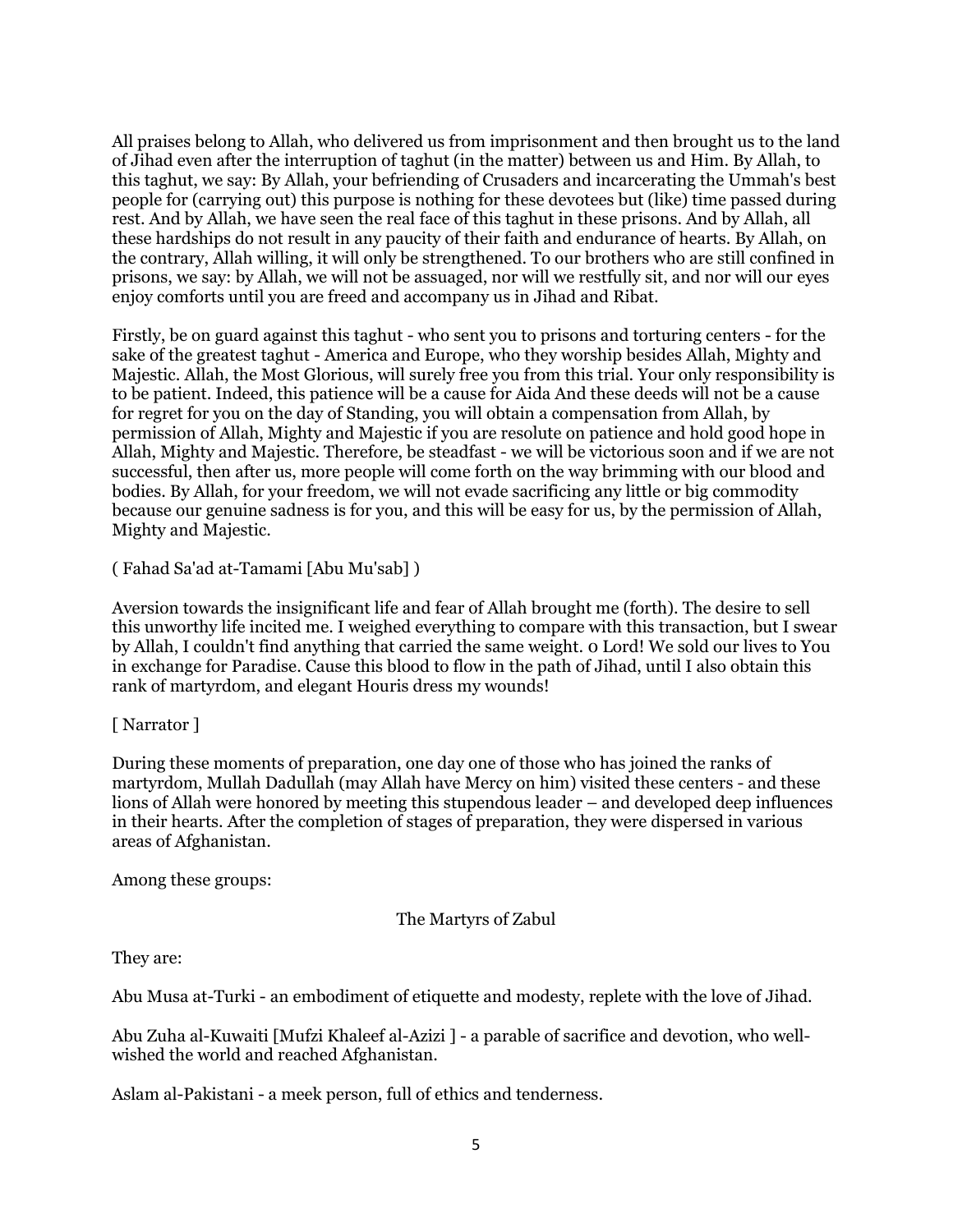All praises belong to Allah, who delivered us from imprisonment and then brought us to the land of Jihad even after the interruption of taghut (in the matter) between us and Him. By Allah, to this taghut, we say: By Allah, your befriending of Crusaders and incarcerating the Ummah's best people for (carrying out) this purpose is nothing for these devotees but (like) time passed during rest. And by Allah, we have seen the real face of this taghut in these prisons. And by Allah, all these hardships do not result in any paucity of their faith and endurance of hearts. By Allah, on the contrary, Allah willing, it will only be strengthened. To our brothers who are still confined in prisons, we say: by Allah, we will not be assuaged, nor will we restfully sit, and nor will our eyes enjoy comforts until you are freed and accompany us in Jihad and Ribat.

Firstly, be on guard against this taghut - who sent you to prisons and torturing centers - for the sake of the greatest taghut - America and Europe, who they worship besides Allah, Mighty and Majestic. Allah, the Most Glorious, will surely free you from this trial. Your only responsibility is to be patient. Indeed, this patience will be a cause for Aida And these deeds will not be a cause for regret for you on the day of Standing, you will obtain a compensation from Allah, by permission of Allah, Mighty and Majestic if you are resolute on patience and hold good hope in Allah, Mighty and Majestic. Therefore, be steadfast - we will be victorious soon and if we are not successful, then after us, more people will come forth on the way brimming with our blood and bodies. By Allah, for your freedom, we will not evade sacrificing any little or big commodity because our genuine sadness is for you, and this will be easy for us, by the permission of Allah, Mighty and Majestic.

( Fahad Sa'ad at-Tamami [Abu Mu'sab] )

Aversion towards the insignificant life and fear of Allah brought me (forth). The desire to sell this unworthy life incited me. I weighed everything to compare with this transaction, but I swear by Allah, I couldn't find anything that carried the same weight. 0 Lord! We sold our lives to You in exchange for Paradise. Cause this blood to flow in the path of Jihad, until I also obtain this rank of martyrdom, and elegant Houris dress my wounds!

[ Narrator ]

During these moments of preparation, one day one of those who has joined the ranks of martyrdom, Mullah Dadullah (may Allah have Mercy on him) visited these centers - and these lions of Allah were honored by meeting this stupendous leader – and developed deep influences in their hearts. After the completion of stages of preparation, they were dispersed in various areas of Afghanistan.

Among these groups:

The Martyrs of Zabul

They are:

Abu Musa at-Turki - an embodiment of etiquette and modesty, replete with the love of Jihad.

Abu Zuha al-Kuwaiti [Mufzi Khaleef al-Azizi ] - a parable of sacrifice and devotion, who well-wished the world and reached Afghanistan.

Aslam al-Pakistani - a meek person, full of ethics and tenderness.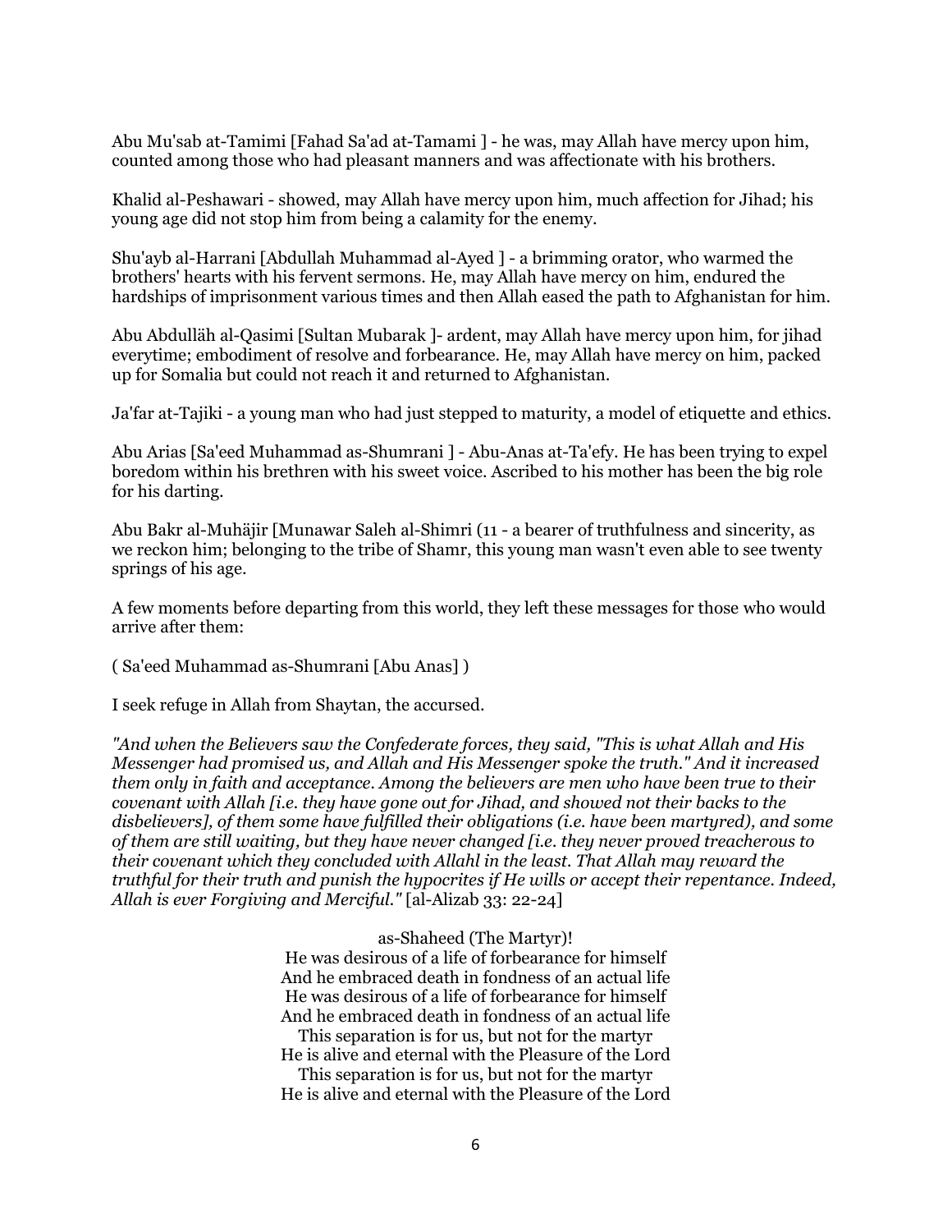Abu Mu'sab at-Tamimi [Fahad Sa'ad at-Tamami ] - he was, may Allah have mercy upon him, counted among those who had pleasant manners and was affectionate with his brothers.

Khalid al-Peshawari - showed, may Allah have mercy upon him, much affection for Jihad; his young age did not stop him from being a calamity for the enemy.

Shu'ayb al-Harrani [Abdullah Muhammad al-Ayed ] - a brimming orator, who warmed the brothers' hearts with his fervent sermons. He, may Allah have mercy on him, endured the hardships of imprisonment various times and then Allah eased the path to Afghanistan for him.

Abu Abdulläh al-Qasimi [Sultan Mubarak ]- ardent, may Allah have mercy upon him, for jihad everytime; embodiment of resolve and forbearance. He, may Allah have mercy on him, packed up for Somalia but could not reach it and returned to Afghanistan.

Ja'far at-Tajiki - a young man who had just stepped to maturity, a model of etiquette and ethics.

Abu Arias [Sa'eed Muhammad as-Shumrani ] - Abu-Anas at-Ta'efy. He has been trying to expel boredom within his brethren with his sweet voice. Ascribed to his mother has been the big role for his darting.

Abu Bakr al-Muhäjir [Munawar Saleh al-Shimri (11 - a bearer of truthfulness and sincerity, as we reckon him; belonging to the tribe of Shamr, this young man wasn't even able to see twenty springs of his age.

A few moments before departing from this world, they left these messages for those who would arrive after them:

( Sa'eed Muhammad as-Shumrani [Abu Anas] )

I seek refuge in Allah from Shaytan, the accursed.

*"And when the Believers saw the Confederate forces, they said, "This is what Allah and His Messenger had promised us, and Allah and His Messenger spoke the truth." And it increased them only in faith and acceptance. Among the believers are men who have been true to their covenant with Allah [i.e. they have gone out for Jihad, and showed not their backs to the disbelievers], of them some have fulfilled their obligations (i.e. have been martyred), and some of them are still waiting, but they have never changed [i.e. they never proved treacherous to their covenant which they concluded with Allahl in the least. That Allah may reward the truthful for their truth and punish the hypocrites if He wills or accept their repentance. Indeed, Allah is ever Forgiving and Merciful."* [al-Alizab 33: 22-24]

as-Shaheed (The Martyr)!
He was desirous of a life of forbearance for himself
And he embraced death in fondness of an actual life
He was desirous of a life of forbearance for himself
And he embraced death in fondness of an actual life
This separation is for us, but not for the martyr
He is alive and eternal with the Pleasure of the Lord
This separation is for us, but not for the martyr
He is alive and eternal with the Pleasure of the Lord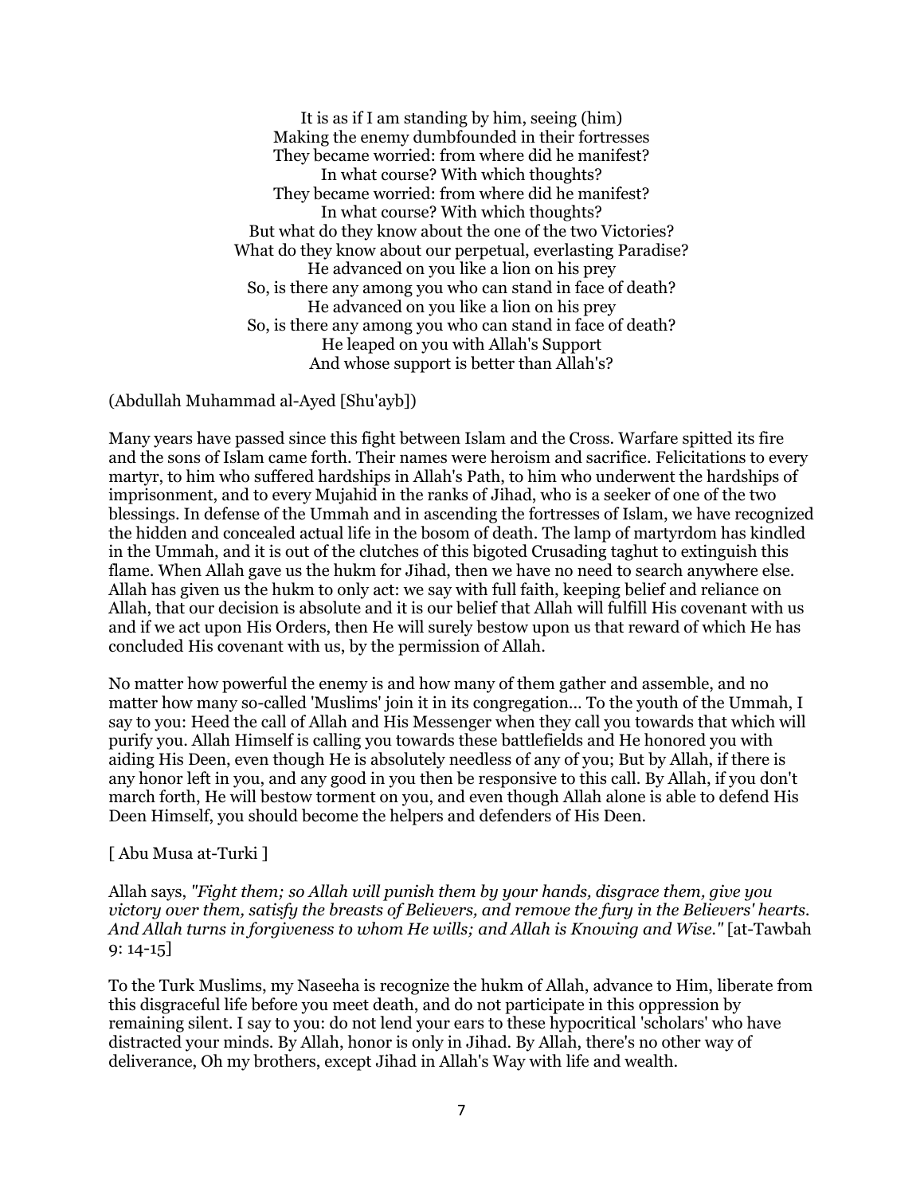It is as if I am standing by him, seeing (him)
Making the enemy dumbfounded in their fortresses
They became worried: from where did he manifest?
In what course? With which thoughts?
They became worried: from where did he manifest?
In what course? With which thoughts?
But what do they know about the one of the two Victories?
What do they know about our perpetual, everlasting Paradise?
He advanced on you like a lion on his prey
So, is there any among you who can stand in face of death?
He advanced on you like a lion on his prey
So, is there any among you who can stand in face of death?
He leaped on you with Allah's Support
And whose support is better than Allah's?

(Abdullah Muhammad al-Ayed [Shu'ayb])

Many years have passed since this fight between Islam and the Cross. Warfare spitted its fire and the sons of Islam came forth. Their names were heroism and sacrifice. Felicitations to every martyr, to him who suffered hardships in Allah's Path, to him who underwent the hardships of imprisonment, and to every Mujahid in the ranks of Jihad, who is a seeker of one of the two blessings. In defense of the Ummah and in ascending the fortresses of Islam, we have recognized the hidden and concealed actual life in the bosom of death. The lamp of martyrdom has kindled in the Ummah, and it is out of the clutches of this bigoted Crusading taghut to extinguish this flame. When Allah gave us the hukm for Jihad, then we have no need to search anywhere else. Allah has given us the hukm to only act: we say with full faith, keeping belief and reliance on Allah, that our decision is absolute and it is our belief that Allah will fulfill His covenant with us and if we act upon His Orders, then He will surely bestow upon us that reward of which He has concluded His covenant with us, by the permission of Allah.

No matter how powerful the enemy is and how many of them gather and assemble, and no matter how many so-called 'Muslims' join it in its congregation... To the youth of the Ummah, I say to you: Heed the call of Allah and His Messenger when they call you towards that which will purify you. Allah Himself is calling you towards these battlefields and He honored you with aiding His Deen, even though He is absolutely needless of any of you; But by Allah, if there is any honor left in you, and any good in you then be responsive to this call. By Allah, if you don't march forth, He will bestow torment on you, and even though Allah alone is able to defend His Deen Himself, you should become the helpers and defenders of His Deen.

[ Abu Musa at-Turki ]

Allah says, *"Fight them; so Allah will punish them by your hands, disgrace them, give you victory over them, satisfy the breasts of Believers, and remove the fury in the Believers' hearts. And Allah turns in forgiveness to whom He wills; and Allah is Knowing and Wise."* [at-Tawbah 9: 14-15]

To the Turk Muslims, my Naseeha is recognize the hukm of Allah, advance to Him, liberate from this disgraceful life before you meet death, and do not participate in this oppression by remaining silent. I say to you: do not lend your ears to these hypocritical 'scholars' who have distracted your minds. By Allah, honor is only in Jihad. By Allah, there's no other way of deliverance, Oh my brothers, except Jihad in Allah's Way with life and wealth.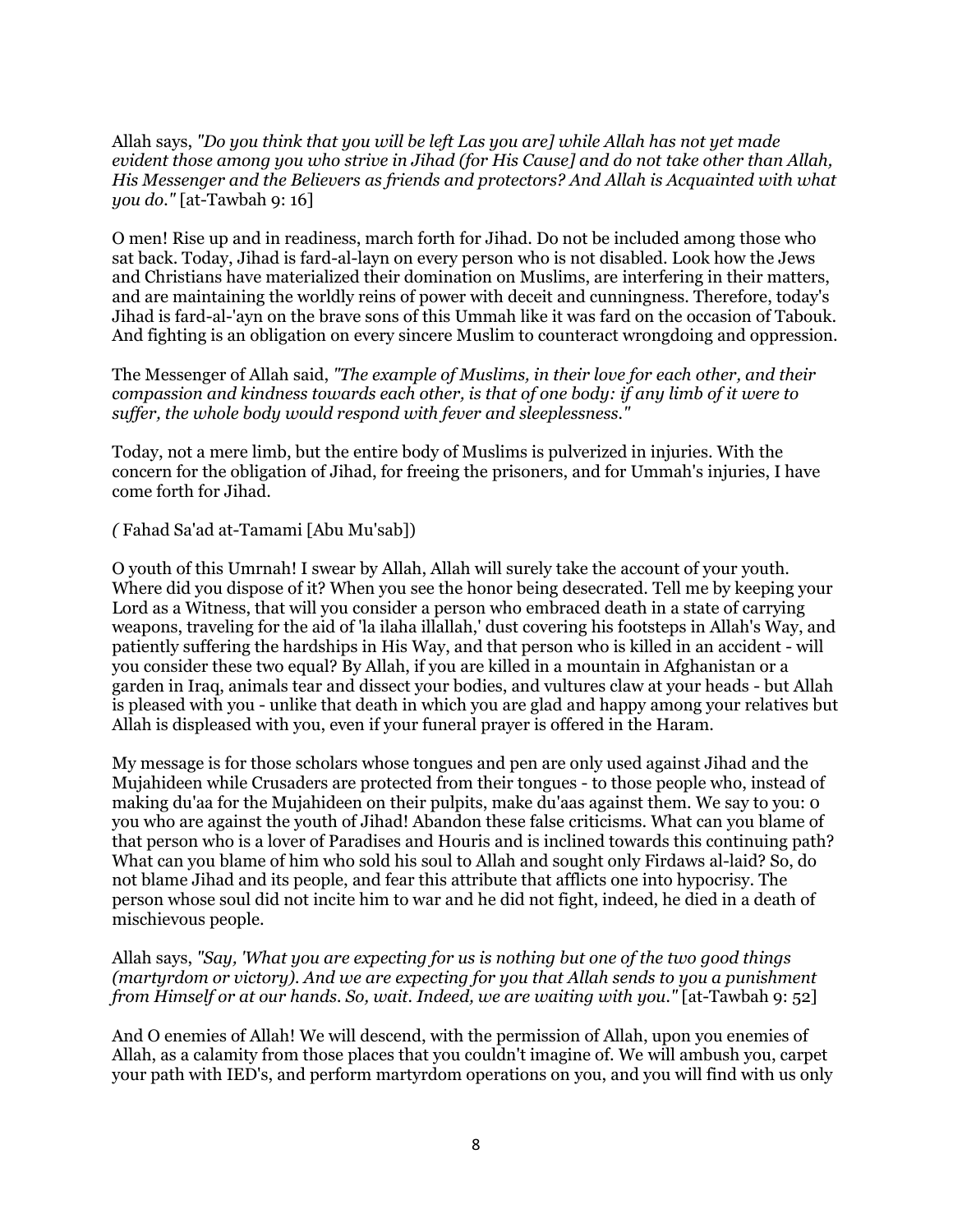Allah says, *"Do you think that you will be left Las you are] while Allah has not yet made evident those among you who strive in Jihad (for His Cause] and do not take other than Allah, His Messenger and the Believers as friends and protectors? And Allah is Acquainted with what you do."* [at-Tawbah 9: 16]

O men! Rise up and in readiness, march forth for Jihad. Do not be included among those who sat back. Today, Jihad is fard-al-layn on every person who is not disabled. Look how the Jews and Christians have materialized their domination on Muslims, are interfering in their matters, and are maintaining the worldly reins of power with deceit and cunningness. Therefore, today's Jihad is fard-al-'ayn on the brave sons of this Ummah like it was fard on the occasion of Tabouk. And fighting is an obligation on every sincere Muslim to counteract wrongdoing and oppression.

The Messenger of Allah said, *"The example of Muslims, in their love for each other, and their compassion and kindness towards each other, is that of one body: if any limb of it were to suffer, the whole body would respond with fever and sleeplessness."*

Today, not a mere limb, but the entire body of Muslims is pulverized in injuries. With the concern for the obligation of Jihad, for freeing the prisoners, and for Ummah's injuries, I have come forth for Jihad.

*(* Fahad Sa'ad at-Tamami [Abu Mu'sab])

O youth of this Umrnah! I swear by Allah, Allah will surely take the account of your youth. Where did you dispose of it? When you see the honor being desecrated. Tell me by keeping your Lord as a Witness, that will you consider a person who embraced death in a state of carrying weapons, traveling for the aid of 'la ilaha illallah,' dust covering his footsteps in Allah's Way, and patiently suffering the hardships in His Way, and that person who is killed in an accident - will you consider these two equal? By Allah, if you are killed in a mountain in Afghanistan or a garden in Iraq, animals tear and dissect your bodies, and vultures claw at your heads - but Allah is pleased with you - unlike that death in which you are glad and happy among your relatives but Allah is displeased with you, even if your funeral prayer is offered in the Haram.

My message is for those scholars whose tongues and pen are only used against Jihad and the Mujahideen while Crusaders are protected from their tongues - to those people who, instead of making du'aa for the Mujahideen on their pulpits, make du'aas against them. We say to you: o you who are against the youth of Jihad! Abandon these false criticisms. What can you blame of that person who is a lover of Paradises and Houris and is inclined towards this continuing path? What can you blame of him who sold his soul to Allah and sought only Firdaws al-laid? So, do not blame Jihad and its people, and fear this attribute that afflicts one into hypocrisy. The person whose soul did not incite him to war and he did not fight, indeed, he died in a death of mischievous people.

Allah says, *"Say, 'What you are expecting for us is nothing but one of the two good things (martyrdom or victory). And we are expecting for you that Allah sends to you a punishment from Himself or at our hands. So, wait. Indeed, we are waiting with you."* [at-Tawbah 9: 52]

And O enemies of Allah! We will descend, with the permission of Allah, upon you enemies of Allah, as a calamity from those places that you couldn't imagine of. We will ambush you, carpet your path with IED's, and perform martyrdom operations on you, and you will find with us only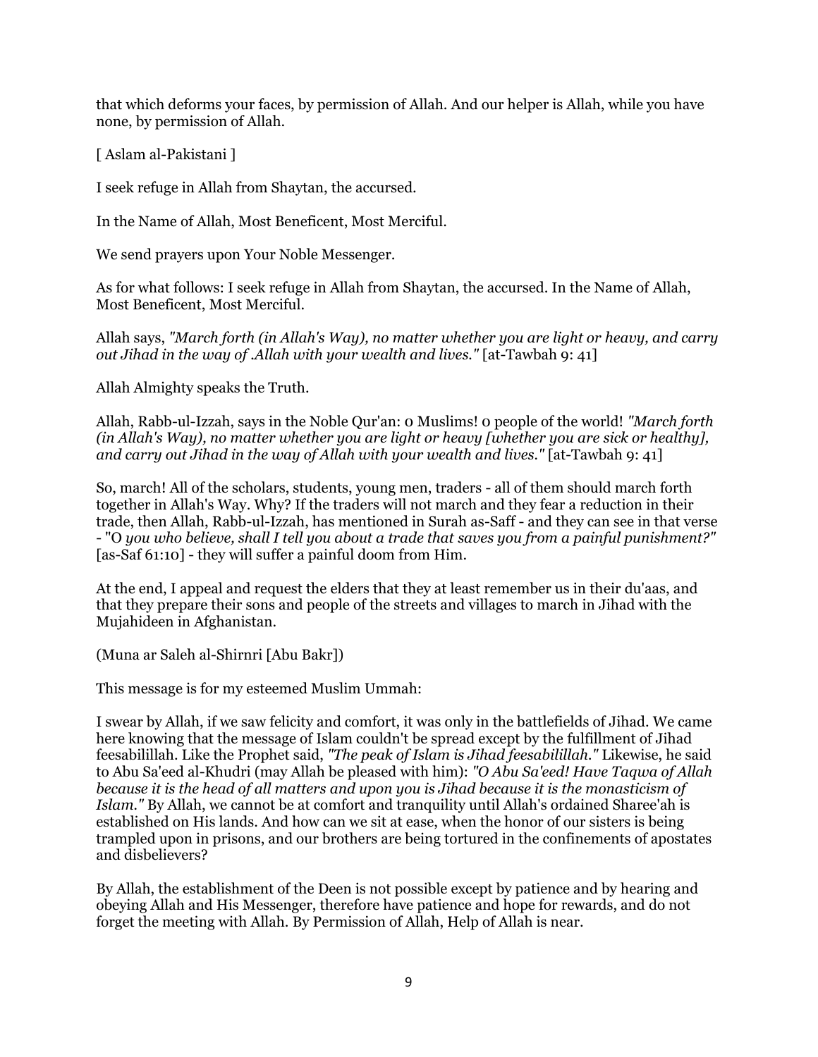that which deforms your faces, by permission of Allah. And our helper is Allah, while you have none, by permission of Allah.

[ Aslam al-Pakistani ]

I seek refuge in Allah from Shaytan, the accursed.

In the Name of Allah, Most Beneficent, Most Merciful.

We send prayers upon Your Noble Messenger.

As for what follows: I seek refuge in Allah from Shaytan, the accursed. In the Name of Allah, Most Beneficent, Most Merciful.

Allah says, *"March forth (in Allah's Way), no matter whether you are light or heavy, and carry out Jihad in the way of .Allah with your wealth and lives."* [at-Tawbah 9: 41]

Allah Almighty speaks the Truth.

Allah, Rabb-ul-Izzah, says in the Noble Qur'an: 0 Muslims! 0 people of the world! *"March forth (in Allah's Way), no matter whether you are light or heavy [whether you are sick or healthy], and carry out Jihad in the way of Allah with your wealth and lives."* [at-Tawbah 9: 41]

So, march! All of the scholars, students, young men, traders - all of them should march forth together in Allah's Way. Why? If the traders will not march and they fear a reduction in their trade, then Allah, Rabb-ul-Izzah, has mentioned in Surah as-Saff - and they can see in that verse - "O *you who believe, shall I tell you about a trade that saves you from a painful punishment?"* [as-Saf 61:10] - they will suffer a painful doom from Him.

At the end, I appeal and request the elders that they at least remember us in their du'aas, and that they prepare their sons and people of the streets and villages to march in Jihad with the Mujahideen in Afghanistan.

(Muna ar Saleh al-Shirnri [Abu Bakr])

This message is for my esteemed Muslim Ummah:

I swear by Allah, if we saw felicity and comfort, it was only in the battlefields of Jihad. We came here knowing that the message of Islam couldn't be spread except by the fulfillment of Jihad feesabilillah. Like the Prophet said, *"The peak of Islam is Jihad feesabilillah."* Likewise, he said to Abu Sa'eed al-Khudri (may Allah be pleased with him): *"O Abu Sa'eed! Have Taqwa of Allah because it is the head of all matters and upon you is Jihad because it is the monasticism of Islam."* By Allah, we cannot be at comfort and tranquility until Allah's ordained Sharee'ah is established on His lands. And how can we sit at ease, when the honor of our sisters is being trampled upon in prisons, and our brothers are being tortured in the confinements of apostates and disbelievers?

By Allah, the establishment of the Deen is not possible except by patience and by hearing and obeying Allah and His Messenger, therefore have patience and hope for rewards, and do not forget the meeting with Allah. By Permission of Allah, Help of Allah is near.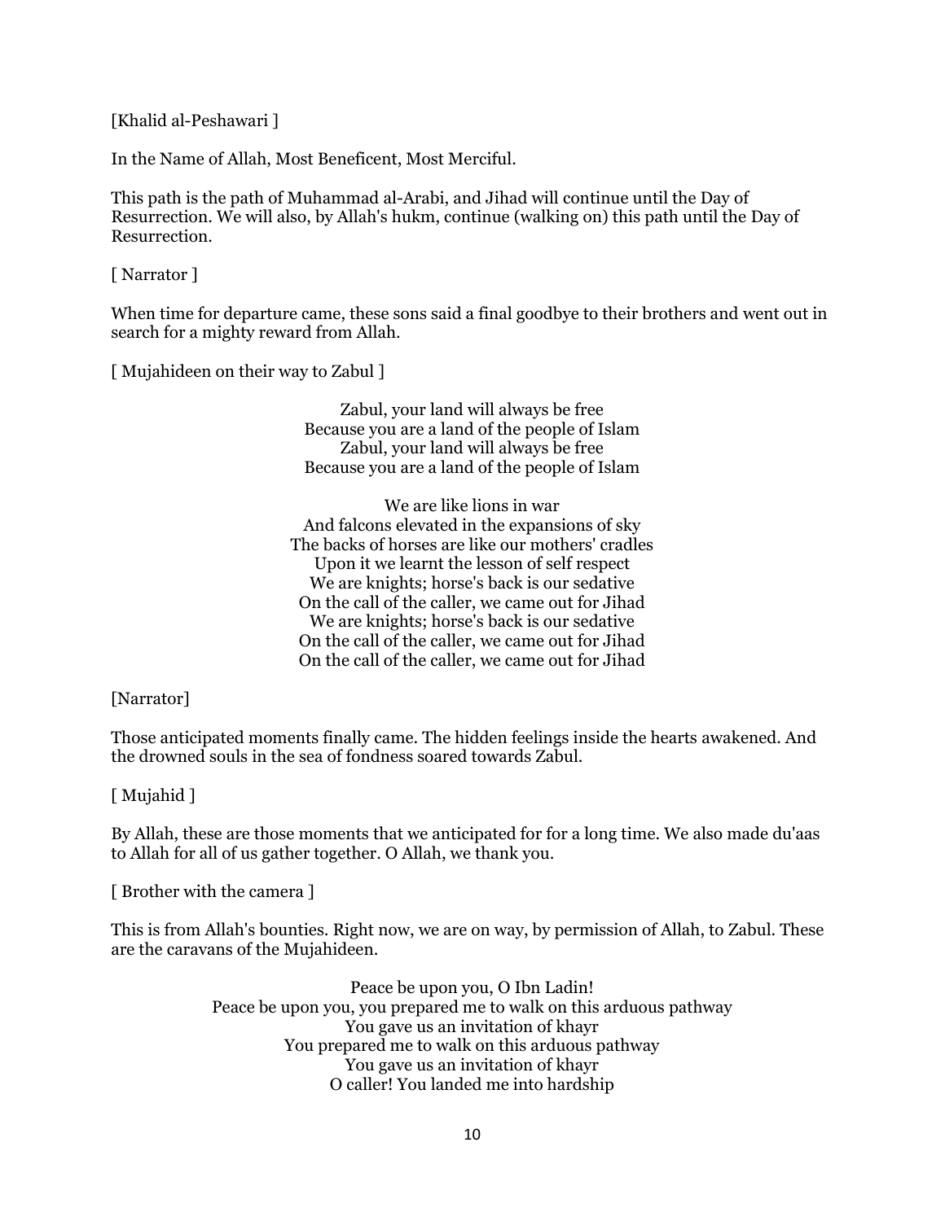[Khalid al-Peshawari ]

In the Name of Allah, Most Beneficent, Most Merciful.

This path is the path of Muhammad al-Arabi, and Jihad will continue until the Day of Resurrection. We will also, by Allah's hukm, continue (walking on) this path until the Day of Resurrection.

[ Narrator ]

When time for departure came, these sons said a final goodbye to their brothers and went out in search for a mighty reward from Allah.

[ Mujahideen on their way to Zabul ]

Zabul, your land will always be free
Because you are a land of the people of Islam
Zabul, your land will always be free
Because you are a land of the people of Islam

We are like lions in war
And falcons elevated in the expansions of sky
The backs of horses are like our mothers' cradles
Upon it we learnt the lesson of self respect
We are knights; horse's back is our sedative
On the call of the caller, we came out for Jihad
We are knights; horse's back is our sedative
On the call of the caller, we came out for Jihad
On the call of the caller, we came out for Jihad

[Narrator]

Those anticipated moments finally came. The hidden feelings inside the hearts awakened. And the drowned souls in the sea of fondness soared towards Zabul.

[ Mujahid ]

By Allah, these are those moments that we anticipated for for a long time. We also made du'aas to Allah for all of us gather together. O Allah, we thank you.

[ Brother with the camera ]

This is from Allah's bounties. Right now, we are on way, by permission of Allah, to Zabul. These are the caravans of the Mujahideen.

Peace be upon you, O Ibn Ladin!
Peace be upon you, you prepared me to walk on this arduous pathway
You gave us an invitation of khayr
You prepared me to walk on this arduous pathway
You gave us an invitation of khayr
O caller! You landed me into hardship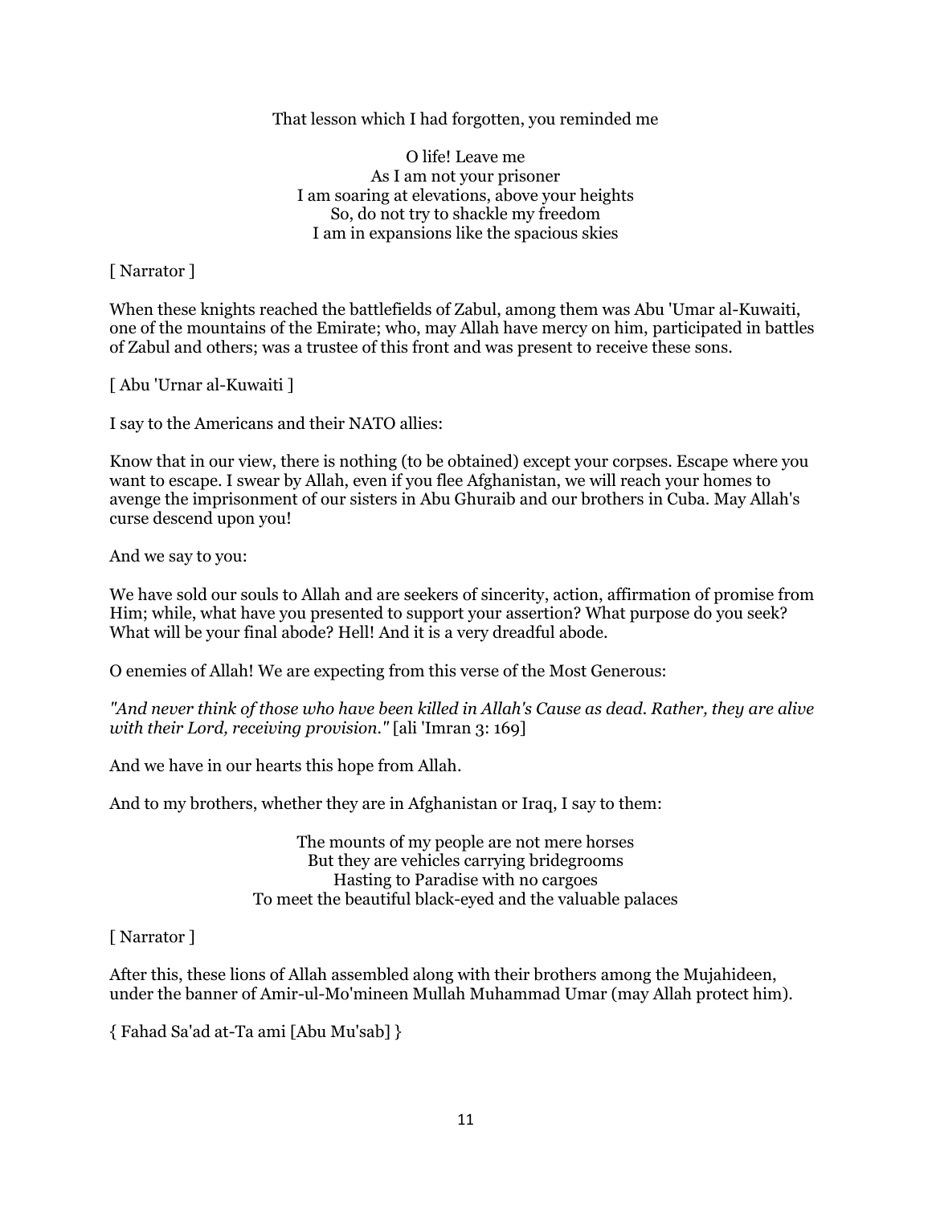That lesson which I had forgotten, you reminded me

O life! Leave me
As I am not your prisoner
I am soaring at elevations, above your heights
So, do not try to shackle my freedom
I am in expansions like the spacious skies

[ Narrator ]

When these knights reached the battlefields of Zabul, among them was Abu 'Umar al-Kuwaiti, one of the mountains of the Emirate; who, may Allah have mercy on him, participated in battles of Zabul and others; was a trustee of this front and was present to receive these sons.

[ Abu 'Urnar al-Kuwaiti ]

I say to the Americans and their NATO allies:

Know that in our view, there is nothing (to be obtained) except your corpses. Escape where you want to escape. I swear by Allah, even if you flee Afghanistan, we will reach your homes to avenge the imprisonment of our sisters in Abu Ghuraib and our brothers in Cuba. May Allah's curse descend upon you!

And we say to you:

We have sold our souls to Allah and are seekers of sincerity, action, affirmation of promise from Him; while, what have you presented to support your assertion? What purpose do you seek? What will be your final abode? Hell! And it is a very dreadful abode.

O enemies of Allah! We are expecting from this verse of the Most Generous:

*"And never think of those who have been killed in Allah's Cause as dead. Rather, they are alive with their Lord, receiving provision."* [ali 'Imran 3: 169]

And we have in our hearts this hope from Allah.

And to my brothers, whether they are in Afghanistan or Iraq, I say to them:

The mounts of my people are not mere horses
But they are vehicles carrying bridegrooms
Hasting to Paradise with no cargoes
To meet the beautiful black-eyed and the valuable palaces

[ Narrator ]

After this, these lions of Allah assembled along with their brothers among the Mujahideen, under the banner of Amir-ul-Mo'mineen Mullah Muhammad Umar (may Allah protect him).

{ Fahad Sa'ad at-Ta ami [Abu Mu'sab] }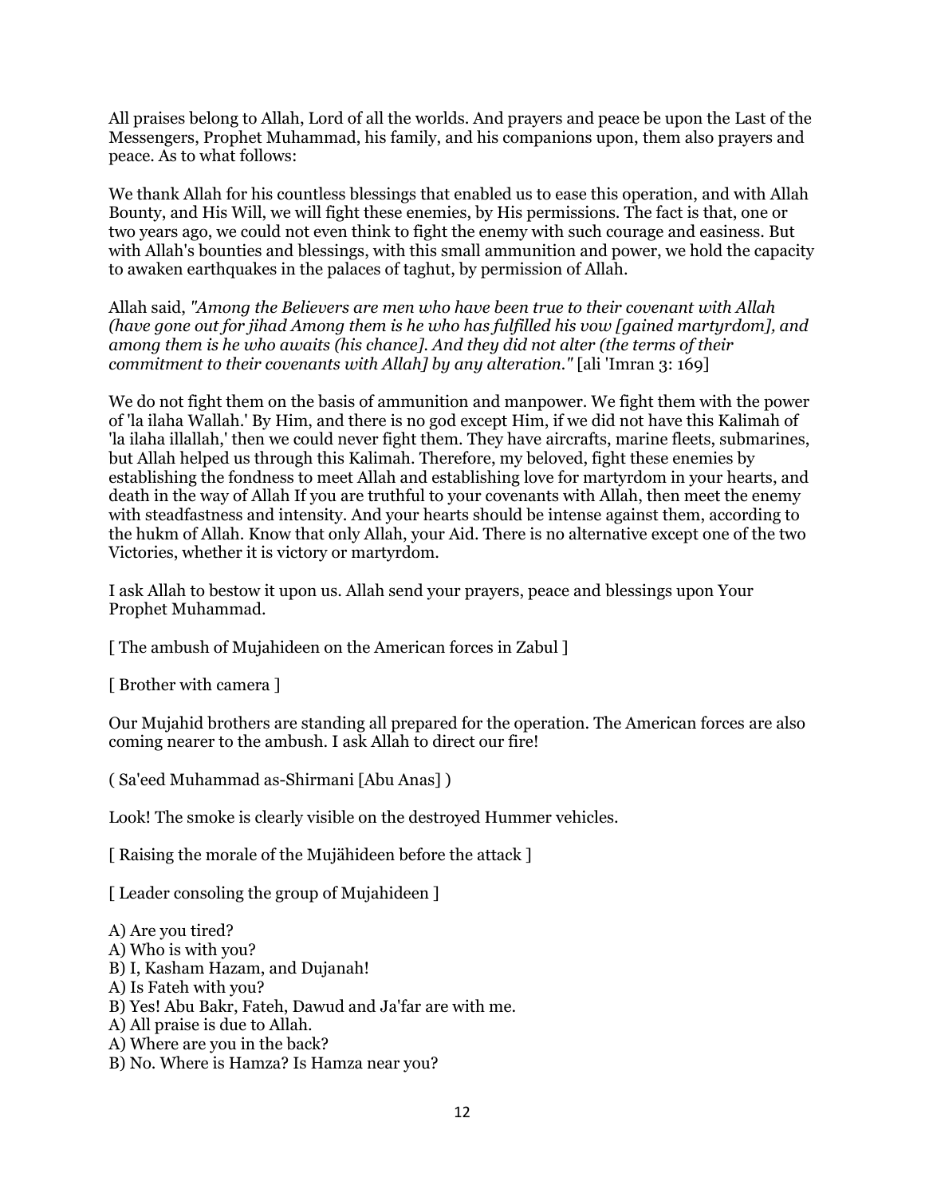All praises belong to Allah, Lord of all the worlds. And prayers and peace be upon the Last of the Messengers, Prophet Muhammad, his family, and his companions upon, them also prayers and peace. As to what follows:

We thank Allah for his countless blessings that enabled us to ease this operation, and with Allah Bounty, and His Will, we will fight these enemies, by His permissions. The fact is that, one or two years ago, we could not even think to fight the enemy with such courage and easiness. But with Allah's bounties and blessings, with this small ammunition and power, we hold the capacity to awaken earthquakes in the palaces of taghut, by permission of Allah.

Allah said, *"Among the Believers are men who have been true to their covenant with Allah (have gone out for jihad Among them is he who has fulfilled his vow [gained martyrdom], and among them is he who awaits (his chance]. And they did not alter (the terms of their commitment to their covenants with Allah] by any alteration."* [ali 'Imran 3: 169]

We do not fight them on the basis of ammunition and manpower. We fight them with the power of 'la ilaha Wallah.' By Him, and there is no god except Him, if we did not have this Kalimah of 'la ilaha illallah,' then we could never fight them. They have aircrafts, marine fleets, submarines, but Allah helped us through this Kalimah. Therefore, my beloved, fight these enemies by establishing the fondness to meet Allah and establishing love for martyrdom in your hearts, and death in the way of Allah If you are truthful to your covenants with Allah, then meet the enemy with steadfastness and intensity. And your hearts should be intense against them, according to the hukm of Allah. Know that only Allah, your Aid. There is no alternative except one of the two Victories, whether it is victory or martyrdom.

I ask Allah to bestow it upon us. Allah send your prayers, peace and blessings upon Your Prophet Muhammad.

[ The ambush of Mujahideen on the American forces in Zabul ]

[ Brother with camera ]

Our Mujahid brothers are standing all prepared for the operation. The American forces are also coming nearer to the ambush. I ask Allah to direct our fire!

( Sa'eed Muhammad as-Shirmani [Abu Anas] )

Look! The smoke is clearly visible on the destroyed Hummer vehicles.

[ Raising the morale of the Mujähideen before the attack ]

[ Leader consoling the group of Mujahideen ]

A) Are you tired?
A) Who is with you?
B) I, Kasham Hazam, and Dujanah!
A) Is Fateh with you?
B) Yes! Abu Bakr, Fateh, Dawud and Ja'far are with me.
A) All praise is due to Allah.
A) Where are you in the back?
B) No. Where is Hamza? Is Hamza near you?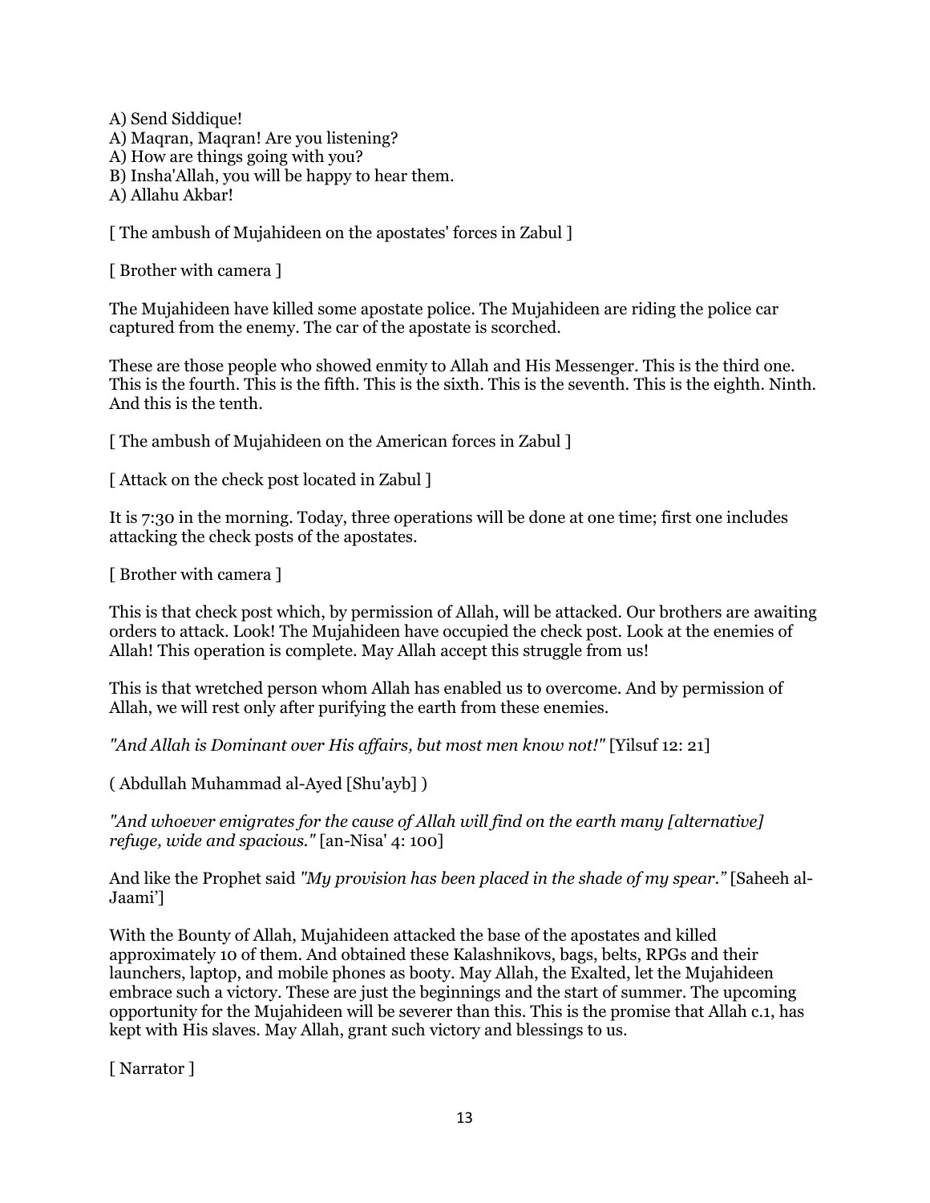A) Send Siddique!
A) Maqran, Maqran! Are you listening?
A) How are things going with you?
B) Insha'Allah, you will be happy to hear them.
A) Allahu Akbar!

[ The ambush of Mujahideen on the apostates' forces in Zabul ]

[ Brother with camera ]

The Mujahideen have killed some apostate police. The Mujahideen are riding the police car captured from the enemy. The car of the apostate is scorched.

These are those people who showed enmity to Allah and His Messenger. This is the third one. This is the fourth. This is the fifth. This is the sixth. This is the seventh. This is the eighth. Ninth. And this is the tenth.

[ The ambush of Mujahideen on the American forces in Zabul ]

[ Attack on the check post located in Zabul ]

It is 7:30 in the morning. Today, three operations will be done at one time; first one includes attacking the check posts of the apostates.

[ Brother with camera ]

This is that check post which, by permission of Allah, will be attacked. Our brothers are awaiting orders to attack. Look! The Mujahideen have occupied the check post. Look at the enemies of Allah! This operation is complete. May Allah accept this struggle from us!

This is that wretched person whom Allah has enabled us to overcome. And by permission of Allah, we will rest only after purifying the earth from these enemies.

*"And Allah is Dominant over His affairs, but most men know not!"* [Yilsuf 12: 21]

( Abdullah Muhammad al-Ayed [Shu'ayb] )

*"And whoever emigrates for the cause of Allah will find on the earth many [alternative] refuge, wide and spacious."* [an-Nisa' 4: 100]

And like the Prophet said *"My provision has been placed in the shade of my spear."* [Saheeh al-Jaami']

With the Bounty of Allah, Mujahideen attacked the base of the apostates and killed approximately 10 of them. And obtained these Kalashnikovs, bags, belts, RPGs and their launchers, laptop, and mobile phones as booty. May Allah, the Exalted, let the Mujahideen embrace such a victory. These are just the beginnings and the start of summer. The upcoming opportunity for the Mujahideen will be severer than this. This is the promise that Allah c.1, has kept with His slaves. May Allah, grant such victory and blessings to us.

[ Narrator ]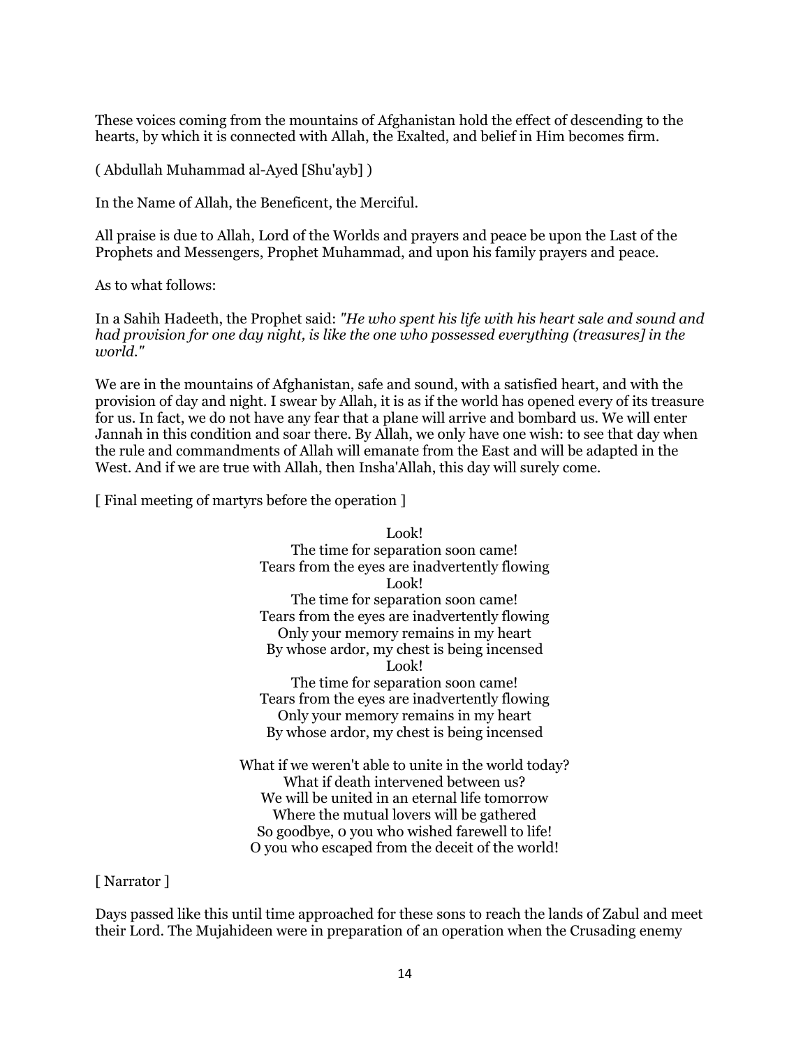These voices coming from the mountains of Afghanistan hold the effect of descending to the hearts, by which it is connected with Allah, the Exalted, and belief in Him becomes firm.

( Abdullah Muhammad al-Ayed [Shu'ayb] )

In the Name of Allah, the Beneficent, the Merciful.

All praise is due to Allah, Lord of the Worlds and prayers and peace be upon the Last of the Prophets and Messengers, Prophet Muhammad, and upon his family prayers and peace.

As to what follows:

In a Sahih Hadeeth, the Prophet said: *"He who spent his life with his heart sale and sound and had provision for one day night, is like the one who possessed everything (treasures] in the world."*

We are in the mountains of Afghanistan, safe and sound, with a satisfied heart, and with the provision of day and night. I swear by Allah, it is as if the world has opened every of its treasure for us. In fact, we do not have any fear that a plane will arrive and bombard us. We will enter Jannah in this condition and soar there. By Allah, we only have one wish: to see that day when the rule and commandments of Allah will emanate from the East and will be adapted in the West. And if we are true with Allah, then Insha'Allah, this day will surely come.

[ Final meeting of martyrs before the operation ]

Look!
The time for separation soon came!
Tears from the eyes are inadvertently flowing
Look!
The time for separation soon came!
Tears from the eyes are inadvertently flowing
Only your memory remains in my heart
By whose ardor, my chest is being incensed
Look!
The time for separation soon came!
Tears from the eyes are inadvertently flowing
Only your memory remains in my heart
By whose ardor, my chest is being incensed

What if we weren't able to unite in the world today?
What if death intervened between us?
We will be united in an eternal life tomorrow
Where the mutual lovers will be gathered
So goodbye, 0 you who wished farewell to life!
O you who escaped from the deceit of the world!

[ Narrator ]

Days passed like this until time approached for these sons to reach the lands of Zabul and meet their Lord. The Mujahideen were in preparation of an operation when the Crusading enemy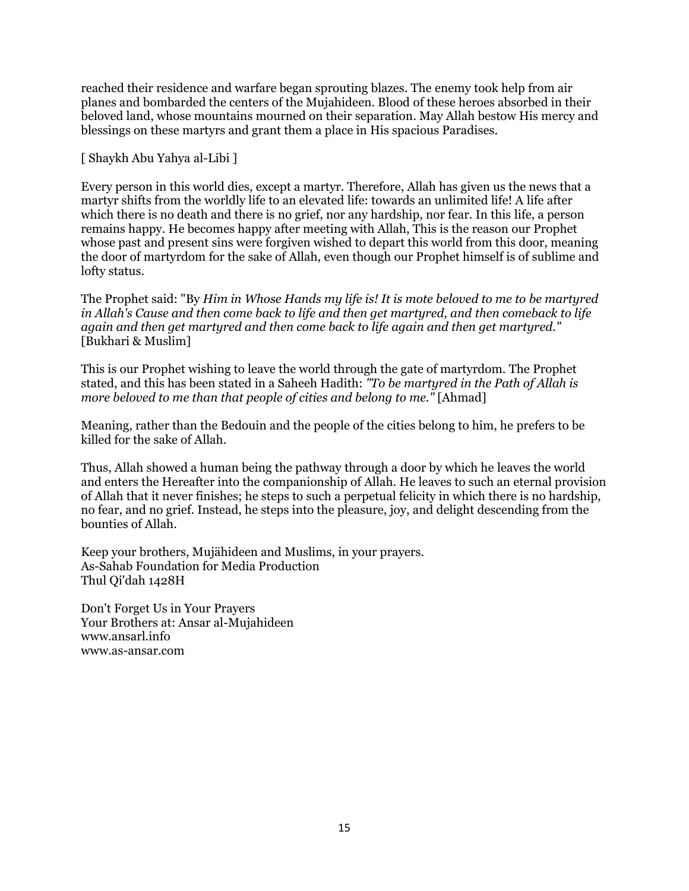reached their residence and warfare began sprouting blazes. The enemy took help from air planes and bombarded the centers of the Mujahideen. Blood of these heroes absorbed in their beloved land, whose mountains mourned on their separation. May Allah bestow His mercy and blessings on these martyrs and grant them a place in His spacious Paradises.

[ Shaykh Abu Yahya al-Libi ]

Every person in this world dies, except a martyr. Therefore, Allah has given us the news that a martyr shifts from the worldly life to an elevated life: towards an unlimited life! A life after which there is no death and there is no grief, nor any hardship, nor fear. In this life, a person remains happy. He becomes happy after meeting with Allah, This is the reason our Prophet whose past and present sins were forgiven wished to depart this world from this door, meaning the door of martyrdom for the sake of Allah, even though our Prophet himself is of sublime and lofty status.

The Prophet said: "By *Him in Whose Hands my life is! It is mote beloved to me to be martyred in Allah's Cause and then come back to life and then get martyred, and then comeback to life again and then get martyred and then come back to life again and then get martyred."* [Bukhari & Muslim]

This is our Prophet wishing to leave the world through the gate of martyrdom. The Prophet stated, and this has been stated in a Saheeh Hadith: *"To be martyred in the Path of Allah is more beloved to me than that people of cities and belong to me."* [Ahmad]

Meaning, rather than the Bedouin and the people of the cities belong to him, he prefers to be killed for the sake of Allah.

Thus, Allah showed a human being the pathway through a door by which he leaves the world and enters the Hereafter into the companionship of Allah. He leaves to such an eternal provision of Allah that it never finishes; he steps to such a perpetual felicity in which there is no hardship, no fear, and no grief. Instead, he steps into the pleasure, joy, and delight descending from the bounties of Allah.

Keep your brothers, Mujähideen and Muslims, in your prayers.
As-Sahab Foundation for Media Production
Thul Qi'dah 1428H

Don't Forget Us in Your Prayers
Your Brothers at: Ansar al-Mujahideen
www.ansarl.info
www.as-ansar.com